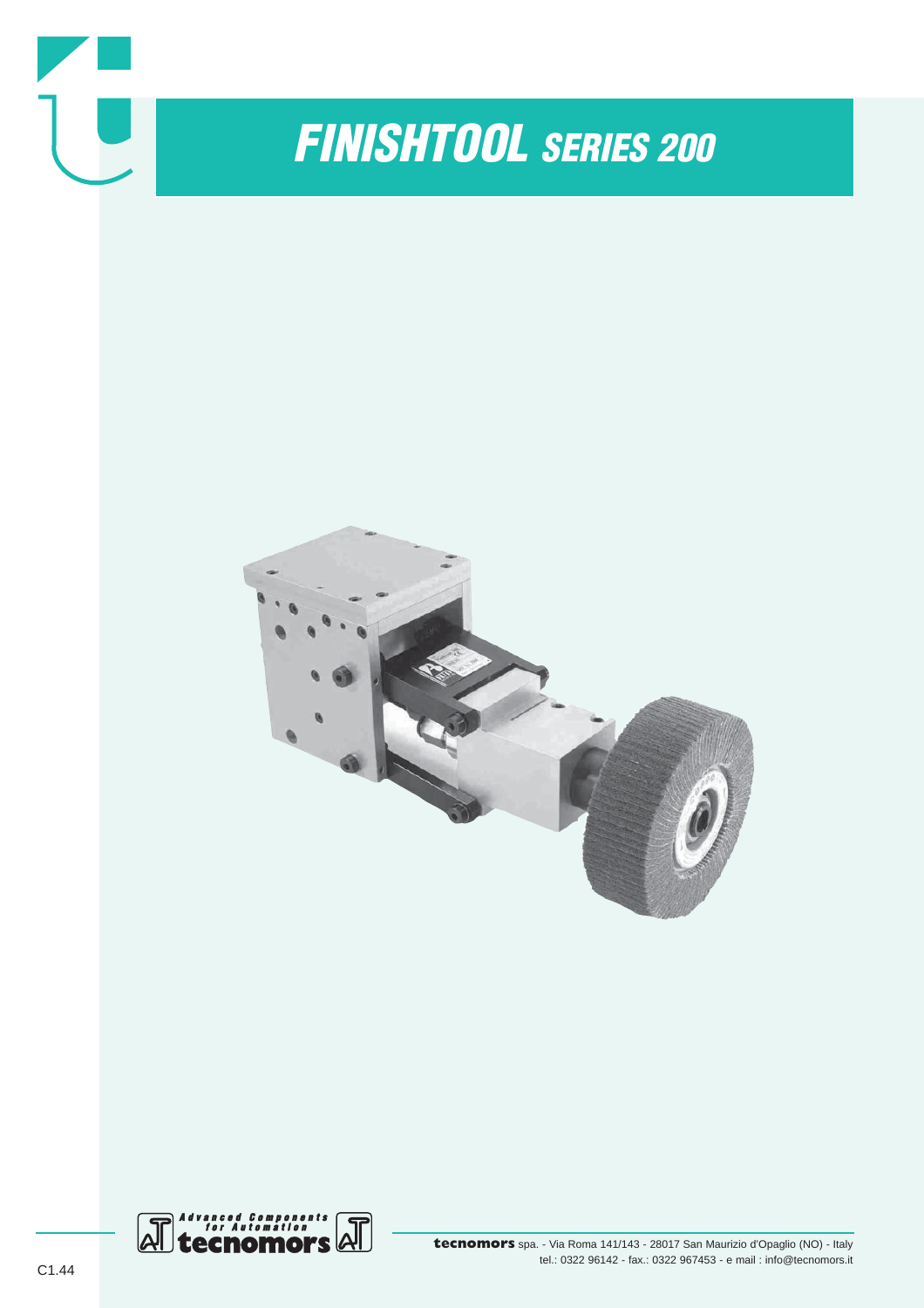# FINISHTOOL SERIES 200

Advanced Components for Automation

**tecnomors**

**tecnomors** spa. - Via Roma 141/143 - 28017 San Maurizio d'Opaglio (NO) - Italy
tel.: 0322 96142 - fax.: 0322 967453 - e mail : info@tecnomors.it

C1.44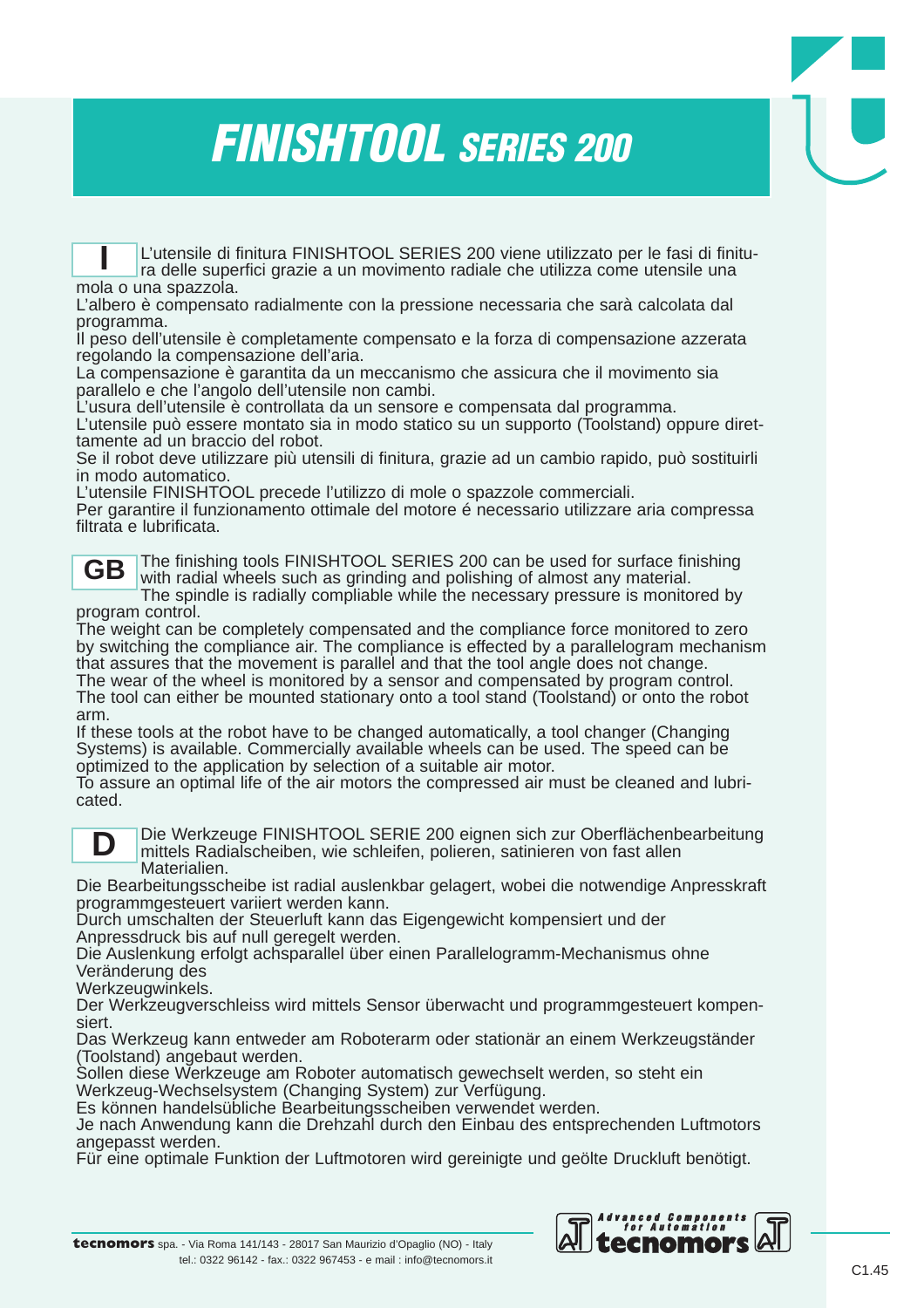# FINISHTOOL SERIES 200

**I**

L'utensile di finitura FINISHTOOL SERIES 200 viene utilizzato per le fasi di finitura delle superfici grazie a un movimento radiale che utilizza come utensile una mola o una spazzola.
L'albero è compensato radialmente con la pressione necessaria che sarà calcolata dal programma.
Il peso dell'utensile è completamente compensato e la forza di compensazione azzerata regolando la compensazione dell'aria.
La compensazione è garantita da un meccanismo che assicura che il movimento sia parallelo e che l'angolo dell'utensile non cambi.
L'usura dell'utensile è controllata da un sensore e compensata dal programma.
L'utensile può essere montato sia in modo statico su un supporto (Toolstand) oppure direttamente ad un braccio del robot.
Se il robot deve utilizzare più utensili di finitura, grazie ad un cambio rapido, può sostituirli in modo automatico.
L'utensile FINISHTOOL precede l'utilizzo di mole o spazzole commerciali.
Per garantire il funzionamento ottimale del motore é necessario utilizzare aria compressa filtrata e lubrificata.

**GB**

The finishing tools FINISHTOOL SERIES 200 can be used for surface finishing with radial wheels such as grinding and polishing of almost any material.
The spindle is radially compliable while the necessary pressure is monitored by program control.
The weight can be completely compensated and the compliance force monitored to zero by switching the compliance air. The compliance is effected by a parallelogram mechanism that assures that the movement is parallel and that the tool angle does not change.
The wear of the wheel is monitored by a sensor and compensated by program control.
The tool can either be mounted stationary onto a tool stand (Toolstand) or onto the robot arm.
If these tools at the robot have to be changed automatically, a tool changer (Changing Systems) is available. Commercially available wheels can be used. The speed can be optimized to the application by selection of a suitable air motor.
To assure an optimal life of the air motors the compressed air must be cleaned and lubricated.

**D**

Die Werkzeuge FINISHTOOL SERIE 200 eignen sich zur Oberflächenbearbeitung mittels Radialscheiben, wie schleifen, polieren, satinieren von fast allen Materialien.
Die Bearbeitungsscheibe ist radial auslenkbar gelagert, wobei die notwendige Anpresskraft programmgesteuert variiert werden kann.
Durch umschalten der Steuerluft kann das Eigengewicht kompensiert und der Anpressdruck bis auf null geregelt werden.
Die Auslenkung erfolgt achsparallel über einen Parallelogramm-Mechanismus ohne Veränderung des Werkzeugwinkels.
Der Werkzeugverschleiss wird mittels Sensor überwacht und programmgesteuert kompensiert.
Das Werkzeug kann entweder am Roboterarm oder stationär an einem Werkzeugständer (Toolstand) angebaut werden.
Sollen diese Werkzeuge am Roboter automatisch gewechselt werden, so steht ein Werkzeug-Wechselsystem (Changing System) zur Verfügung.
Es können handelsübliche Bearbeitungsscheiben verwendet werden.
Je nach Anwendung kann die Drehzahl durch den Einbau des entsprechenden Luftmotors angepasst werden.
Für eine optimale Funktion der Luftmotoren wird gereinigte und geölte Druckluft benötigt.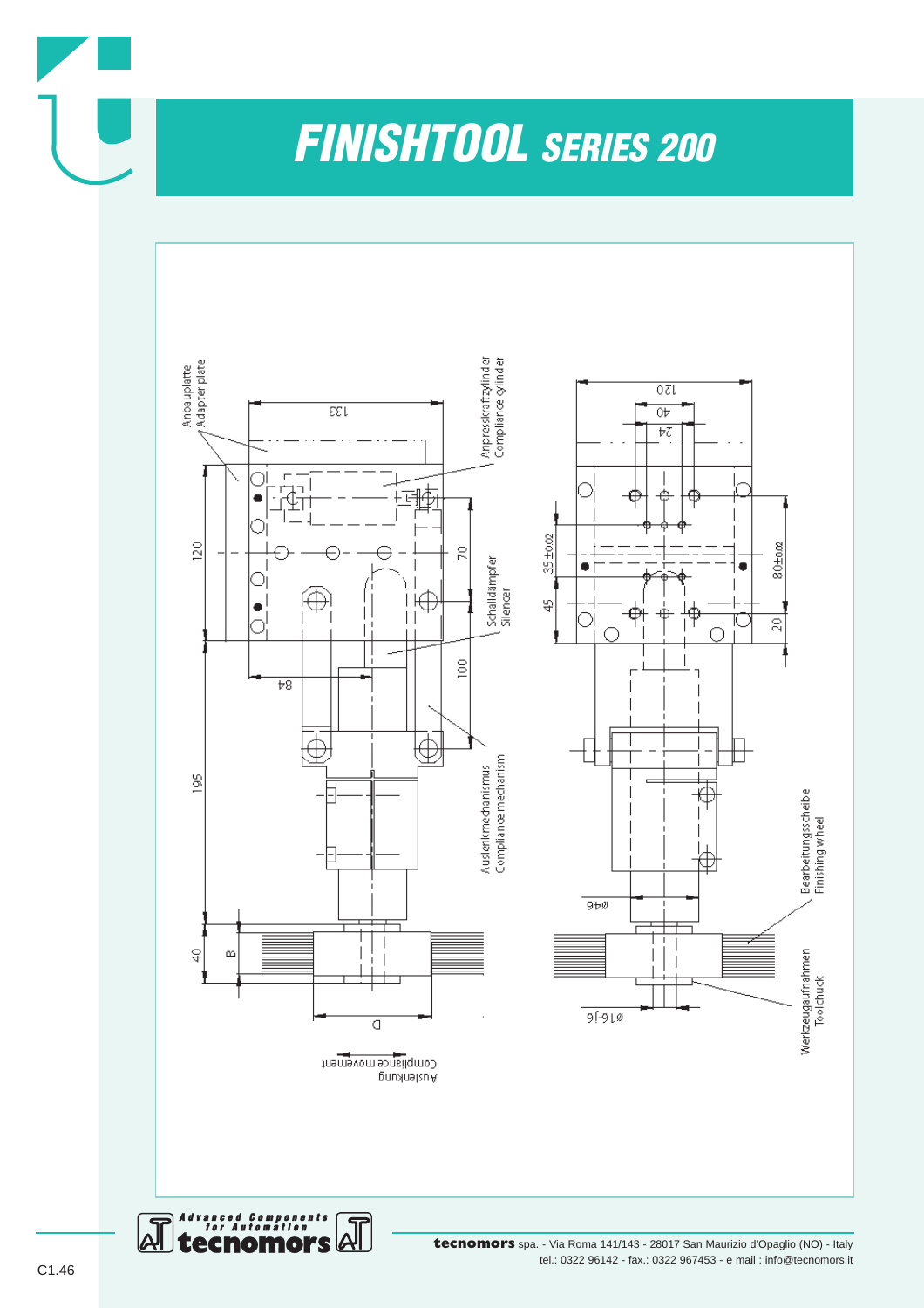# FINISHTOOL SERIES 200

Anbauplatte
Adapter plate

Anpresskraftzylinder
Compliance cylinder

Schalldämpfer
Silencer

Auslenkmechanismus
Compliance mechanism

Bearbeitungsscheibe
Finishing wheel

Werkzeugaufnahmen
Toolchuck

Auslenkung
Compliance movement

133 120 40 24 70 100 84 120 195 40 B D 35±0.02 45 80±0.02 20 ø46 ø16-j6

**tecnomors** spa. - Via Roma 141/143 - 28017 San Maurizio d'Opaglio (NO) - Italy
tel.: 0322 96142 - fax.: 0322 967453 - e mail : info@tecnomors.it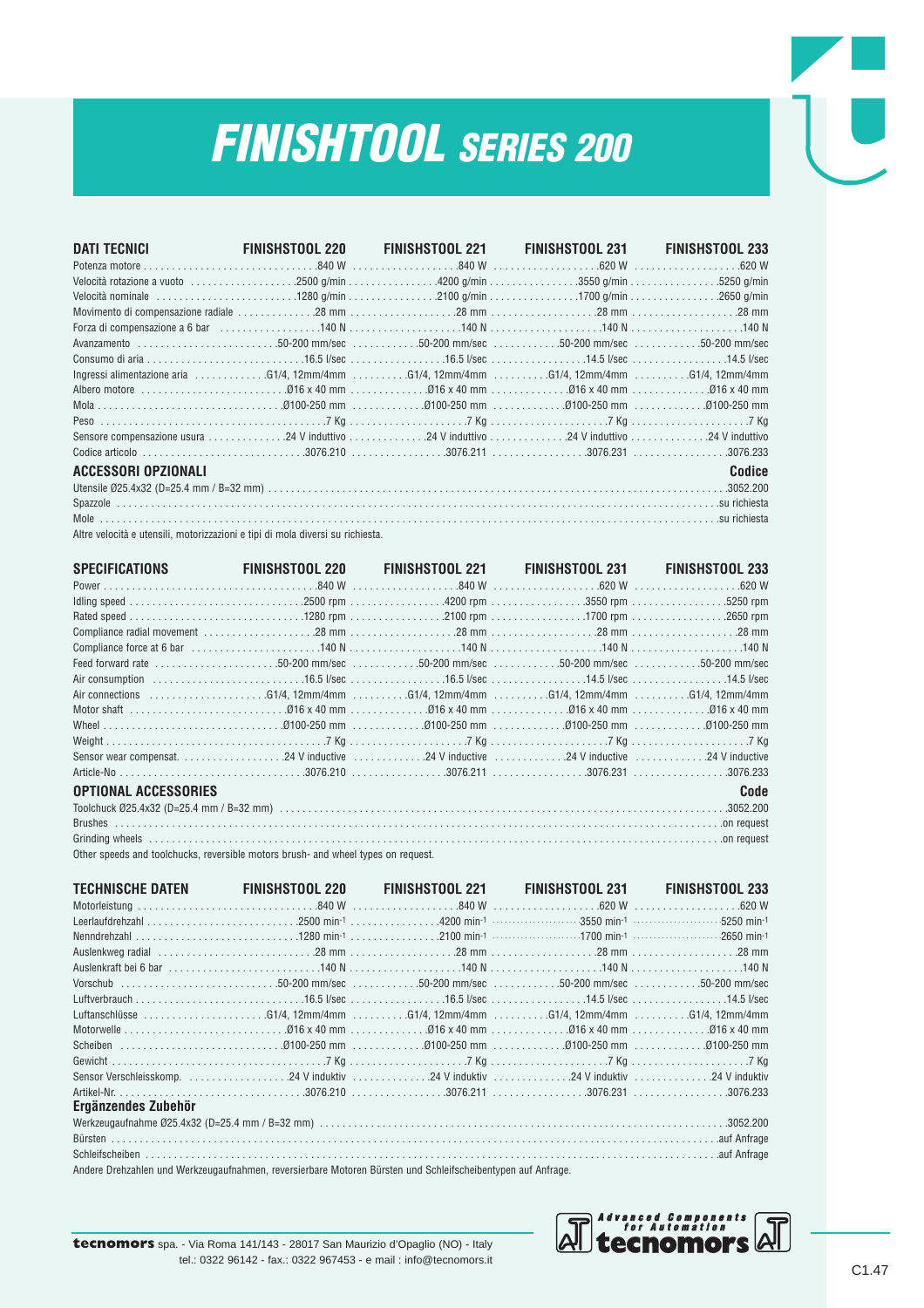# FINISHTOOL SERIES 200

| DATI TECNICI | FINISHSTOOL 220 | FINISHSTOOL 221 | FINISHSTOOL 231 | FINISHSTOOL 233 |
|---|---|---|---|---|
| Potenza motore | 840 W | 840 W | 620 W | 620 W |
| Velocità rotazione a vuoto | 2500 g/min | 4200 g/min | 3550 g/min | 5250 g/min |
| Velocità nominale | 1280 g/min | 2100 g/min | 1700 g/min | 2650 g/min |
| Movimento di compensazione radiale | 28 mm | 28 mm | 28 mm | 28 mm |
| Forza di compensazione a 6 bar | 140 N | 140 N | 140 N | 140 N |
| Avanzamento | 50-200 mm/sec | 50-200 mm/sec | 50-200 mm/sec | 50-200 mm/sec |
| Consumo di aria | 16.5 l/sec | 16.5 l/sec | 14.5 l/sec | 14.5 l/sec |
| Ingressi alimentazione aria | G1/4, 12mm/4mm | G1/4, 12mm/4mm | G1/4, 12mm/4mm | G1/4, 12mm/4mm |
| Albero motore | Ø16 x 40 mm | Ø16 x 40 mm | Ø16 x 40 mm | Ø16 x 40 mm |
| Mola | Ø100-250 mm | Ø100-250 mm | Ø100-250 mm | Ø100-250 mm |
| Peso | 7 Kg | 7 Kg | 7 Kg | 7 Kg |
| Sensore compensazione usura | 24 V induttivo | 24 V induttivo | 24 V induttivo | 24 V induttivo |
| Codice articolo | 3076.210 | 3076.211 | 3076.231 | 3076.233 |

| ACCESSORI OPZIONALI | Codice |
|---|---|
| Utensile Ø25.4x32 (D=25.4 mm / B=32 mm) | 3052.200 |
| Spazzole | su richiesta |
| Mole | su richiesta |

Altre velocità e utensili, motorizzazioni e tipi di mola diversi su richiesta.

| SPECIFICATIONS | FINISHSTOOL 220 | FINISHSTOOL 221 | FINISHSTOOL 231 | FINISHSTOOL 233 |
|---|---|---|---|---|
| Power | 840 W | 840 W | 620 W | 620 W |
| Idling speed | 2500 rpm | 4200 rpm | 3550 rpm | 5250 rpm |
| Rated speed | 1280 rpm | 2100 rpm | 1700 rpm | 2650 rpm |
| Compliance radial movement | 28 mm | 28 mm | 28 mm | 28 mm |
| Compliance force at 6 bar | 140 N | 140 N | 140 N | 140 N |
| Feed forward rate | 50-200 mm/sec | 50-200 mm/sec | 50-200 mm/sec | 50-200 mm/sec |
| Air consumption | 16.5 l/sec | 16.5 l/sec | 14.5 l/sec | 14.5 l/sec |
| Air connections | G1/4, 12mm/4mm | G1/4, 12mm/4mm | G1/4, 12mm/4mm | G1/4, 12mm/4mm |
| Motor shaft | Ø16 x 40 mm | Ø16 x 40 mm | Ø16 x 40 mm | Ø16 x 40 mm |
| Wheel | Ø100-250 mm | Ø100-250 mm | Ø100-250 mm | Ø100-250 mm |
| Weight | 7 Kg | 7 Kg | 7 Kg | 7 Kg |
| Sensor wear compensat. | 24 V inductive | 24 V inductive | 24 V inductive | 24 V inductive |
| Article-No | 3076.210 | 3076.211 | 3076.231 | 3076.233 |

| OPTIONAL ACCESSORIES | Code |
|---|---|
| Toolchuck Ø25.4x32 (D=25.4 mm / B=32 mm) | 3052.200 |
| Brushes | on request |
| Grinding wheels | on request |

Other speeds and toolchucks, reversible motors brush- and wheel types on request.

| TECHNISCHE DATEN | FINISHSTOOL 220 | FINISHSTOOL 221 | FINISHSTOOL 231 | FINISHSTOOL 233 |
|---|---|---|---|---|
| Motorleistung | 840 W | 840 W | 620 W | 620 W |
| Leerlaufdrehzahl | 2500 $min^{-1}$ | 4200 $min^{-1}$ | 3550 $min^{-1}$ | 5250 $min^{-1}$ |
| Nenndrehzahl | 1280 $min^{-1}$ | 2100 $min^{-1}$ | 1700 $min^{-1}$ | 2650 $min^{-1}$ |
| Auslenkweg radial | 28 mm | 28 mm | 28 mm | 28 mm |
| Auslenkraft bei 6 bar | 140 N | 140 N | 140 N | 140 N |
| Vorschub | 50-200 mm/sec | 50-200 mm/sec | 50-200 mm/sec | 50-200 mm/sec |
| Luftverbrauch | 16.5 l/sec | 16.5 l/sec | 14.5 l/sec | 14.5 l/sec |
| Luftanschlüsse | G1/4, 12mm/4mm | G1/4, 12mm/4mm | G1/4, 12mm/4mm | G1/4, 12mm/4mm |
| Motorwelle | Ø16 x 40 mm | Ø16 x 40 mm | Ø16 x 40 mm | Ø16 x 40 mm |
| Scheiben | Ø100-250 mm | Ø100-250 mm | Ø100-250 mm | Ø100-250 mm |
| Gewicht | 7 Kg | 7 Kg | 7 Kg | 7 Kg |
| Sensor Verschleisskomp. | 24 V induktiv | 24 V induktiv | 24 V induktiv | 24 V induktiv |
| Artikel-Nr. | 3076.210 | 3076.211 | 3076.231 | 3076.233 |

| Ergänzendes Zubehör | |
|---|---|
| Werkzeugaufnahme Ø25.4x32 (D=25.4 mm / B=32 mm) | 3052.200 |
| Bürsten | auf Anfrage |
| Schleifscheiben | auf Anfrage |

Andere Drehzahlen und Werkzeugaufnahmen, reversierbare Motoren Bürsten und Schleifscheibentypen auf Anfrage.

**tecnomors** spa. - Via Roma 141/143 - 28017 San Maurizio d'Opaglio (NO) - Italy
tel.: 0322 96142 - fax.: 0322 967453 - e mail : info@tecnomors.it

Advanced Components for Automation tecnomors